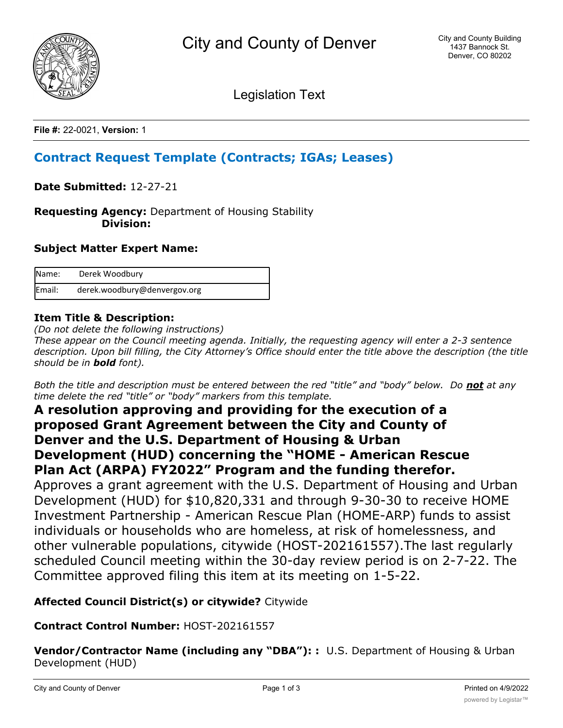City and County of Denver

City and County Building
1437 Bannock St.
Denver, CO 80202

Legislation Text

**File #:** 22-0021, **Version:** 1

## Contract Request Template (Contracts; IGAs; Leases)

**Date Submitted:** 12-27-21

**Requesting Agency:** Department of Housing Stability
**Division:**

**Subject Matter Expert Name:**

| Name: | Derek Woodbury |
|---|---|
| Email: | derek.woodbury@denvergov.org |

**Item Title & Description:**

*(Do not delete the following instructions)*

*These appear on the Council meeting agenda. Initially, the requesting agency will enter a 2-3 sentence description. Upon bill filling, the City Attorney's Office should enter the title above the description (the title should be in **bold** font).*

*Both the title and description must be entered between the red "title" and "body" below. Do **not** at any time delete the red "title" or "body" markers from this template.*

**A resolution approving and providing for the execution of a proposed Grant Agreement between the City and County of Denver and the U.S. Department of Housing & Urban Development (HUD) concerning the "HOME - American Rescue Plan Act (ARPA) FY2022" Program and the funding therefor.**

Approves a grant agreement with the U.S. Department of Housing and Urban Development (HUD) for $10,820,331 and through 9-30-30 to receive HOME Investment Partnership - American Rescue Plan (HOME-ARP) funds to assist individuals or households who are homeless, at risk of homelessness, and other vulnerable populations, citywide (HOST-202161557).The last regularly scheduled Council meeting within the 30-day review period is on 2-7-22. The Committee approved filing this item at its meeting on 1-5-22.

**Affected Council District(s) or citywide?** Citywide

**Contract Control Number:** HOST-202161557

**Vendor/Contractor Name (including any "DBA"): :** U.S. Department of Housing & Urban Development (HUD)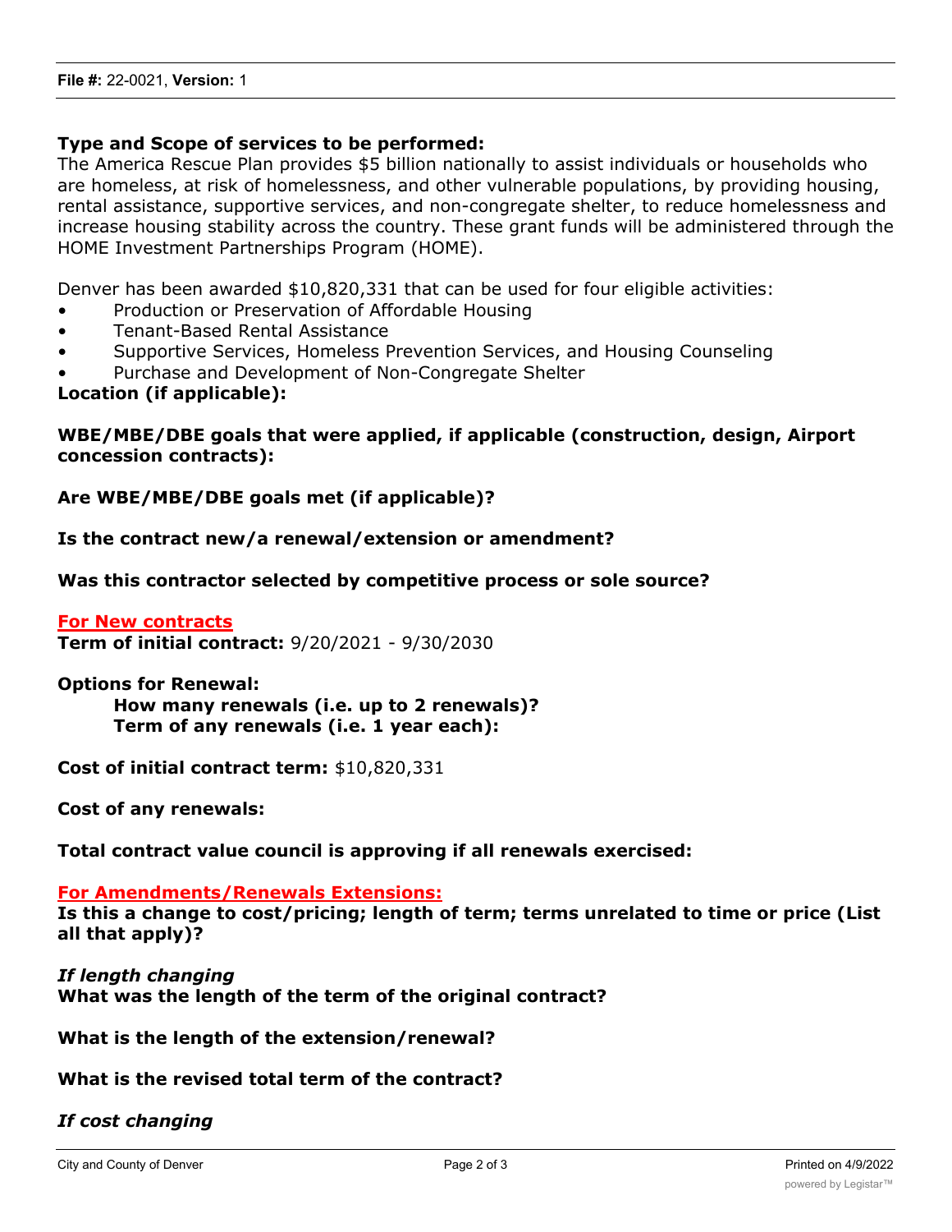**Type and Scope of services to be performed:**
The America Rescue Plan provides $5 billion nationally to assist individuals or households who are homeless, at risk of homelessness, and other vulnerable populations, by providing housing, rental assistance, supportive services, and non-congregate shelter, to reduce homelessness and increase housing stability across the country. These grant funds will be administered through the HOME Investment Partnerships Program (HOME).

Denver has been awarded $10,820,331 that can be used for four eligible activities:

- Production or Preservation of Affordable Housing
- Tenant-Based Rental Assistance
- Supportive Services, Homeless Prevention Services, and Housing Counseling
- Purchase and Development of Non-Congregate Shelter

**Location (if applicable):**

**WBE/MBE/DBE goals that were applied, if applicable (construction, design, Airport concession contracts):**

**Are WBE/MBE/DBE goals met (if applicable)?**

**Is the contract new/a renewal/extension or amendment?**

**Was this contractor selected by competitive process or sole source?**

**For New contracts**

**Term of initial contract:** 9/20/2021 - 9/30/2030

**Options for Renewal:**

**How many renewals (i.e. up to 2 renewals)?**

**Term of any renewals (i.e. 1 year each):**

**Cost of initial contract term:** $10,820,331

**Cost of any renewals:**

**Total contract value council is approving if all renewals exercised:**

**For Amendments/Renewals Extensions:**

**Is this a change to cost/pricing; length of term; terms unrelated to time or price (List all that apply)?**

***If length changing***

**What was the length of the term of the original contract?**

**What is the length of the extension/renewal?**

**What is the revised total term of the contract?**

***If cost changing***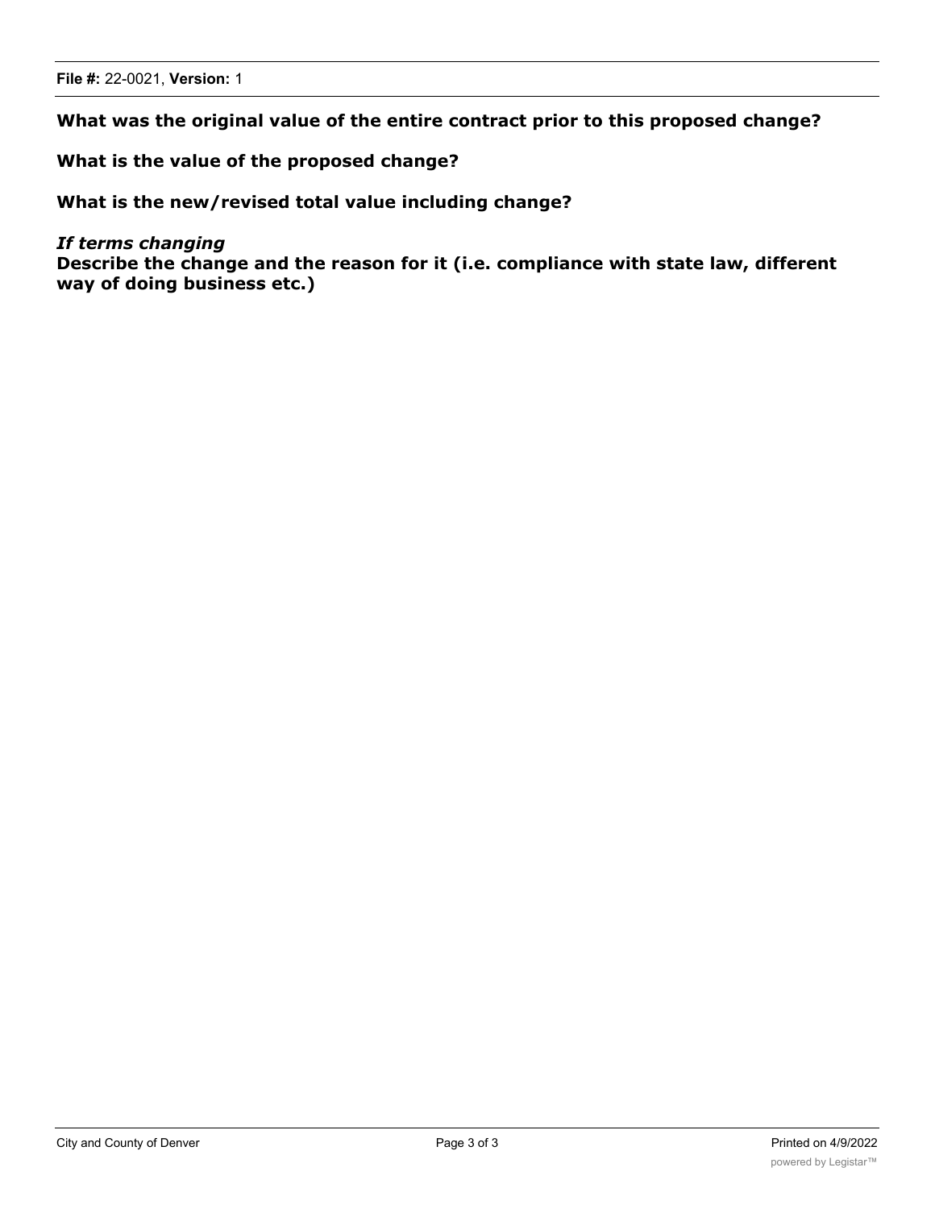**What was the original value of the entire contract prior to this proposed change?**

**What is the value of the proposed change?**

**What is the new/revised total value including change?**

***If terms changing***

**Describe the change and the reason for it (i.e. compliance with state law, different way of doing business etc.)**